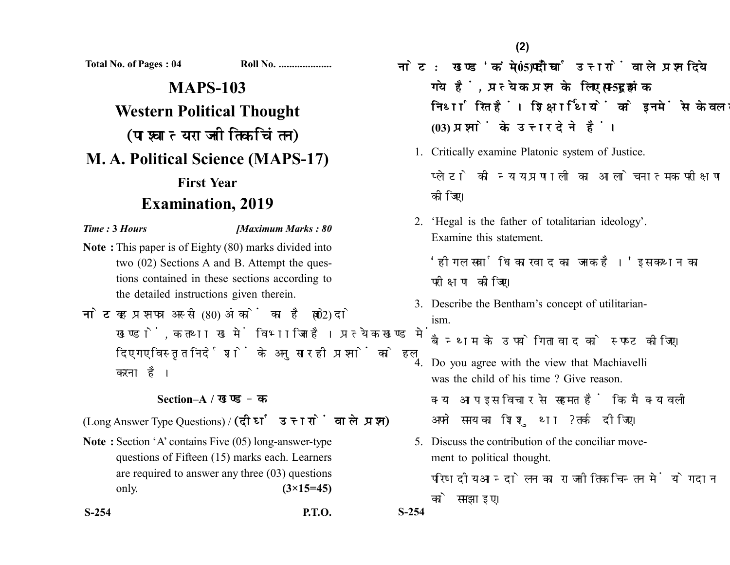Total No. of Pages : 04 Roll No. ....................

# MAPS-103

# Western Political Thought

# (पाश्चात्य राजनीतिक चिंतन)

# M. A. Political Science (MAPS-17)

## First Year

## Examination, 2019

*Time :* **3** *Hours* *[Maximum Marks : 80*

**Note :** This paper is of Eighty (80) marks divided into two (02) Sections A and B. Attempt the questions contained in these sections according to the detailed instructions given therein.

**नोट :** यह प्रश्नपत्र अस्सी (80) अंकों का है जो दो (02) खण्डों, क तथा ख में विभाजित है। प्रत्येक खण्ड में दिए गए विस्तृत निर्देशों के अनुसार ही प्रश्नों को हल करना है।

### Section–A / खण्ड–क

(Long Answer Type Questions) / **(दीर्घ उत्तरों वाले प्रश्न)**

**Note :** Section 'A' contains Five (05) long-answer-type questions of Fifteen (15) marks each. Learners are required to answer any three (03) questions only. **(3×15=45)**

**नोट :** खण्ड 'क' में पाँच (05) दीर्घ उत्तरों वाले प्रश्न दिये गये हैं, प्रत्येक प्रश्न के लिए पन्द्रह (15) अंक निर्धारित हैं। शिक्षार्थियों को इनमें से केवल तीन (03) प्रश्नों के उत्तर देने हैं।

1. Critically examine Platonic system of Justice.

   प्लेटो की न्याय प्रणाली का आलोचनात्मक परीक्षण कीजिए।

2. 'Hegal is the father of totalitarian ideology'. Examine this statement.

   'हीगल सर्वाधिकारवाद का जनक है।' इस कथन का परीक्षण कीजिए।

3. Describe the Bentham's concept of utilitarianism.

   बेन्थम के उपयोगितावाद को स्पष्ट कीजिए।

4. Do you agree with the view that Machiavelli was the child of his time ? Give reason.

   क्या आप इस विचार से सहमत हैं कि मैकियावली अपने समय का शिशु था ? तर्क दीजिए।

5. Discuss the contribution of the conciliar movement to political thought.

   परिषदीय आन्दोलन का राजनीतिक चिन्तन में योगदान को समझाइए।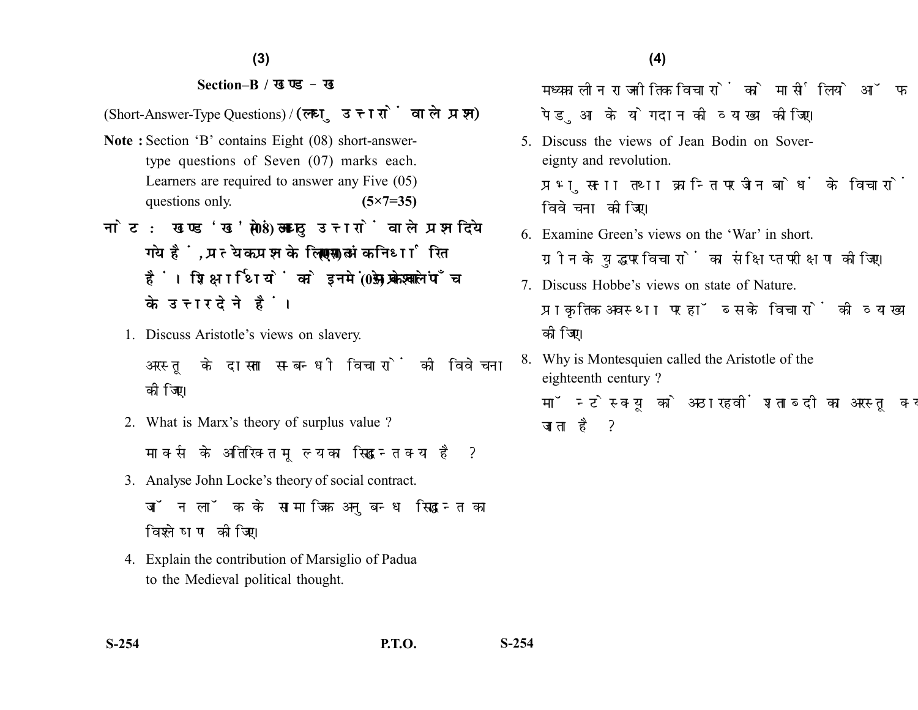## Section–B / खण्ड – ख

(Short-Answer-Type Questions) / (लघु उत्तरों वाले प्रश्न)

**Note :** Section 'B' contains Eight (08) short-answer-type questions of Seven (07) marks each. Learners are required to answer any Five (05) questions only. **(5×7=35)**

**नोट :** खण्ड 'ख' में आठ (08) लघु उत्तरों वाले प्रश्न दिये गये हैं, प्रत्येक प्रश्न के लिए सात (07) अंक निर्धारित हैं। शिक्षार्थियों को इनमें से केवल पाँच (05) प्रश्नों के उत्तर देने हैं।

1. Discuss Aristotle's views on slavery.

   अरस्तू के दासता सम्बन्धी विचारों की विवेचना कीजिए।

2. What is Marx's theory of surplus value ?

   मार्क्स के अतिरिक्त मूल्य का सिद्धान्त क्या है?

3. Analyse John Locke's theory of social contract.

   जॉन लॉक के सामाजिक अनुबन्ध सिद्धान्त का विश्लेषण कीजिए।

4. Explain the contribution of Marsiglio of Padua to the Medieval political thought.

   मध्यकालीन राजनीतिक विचारों को मार्सीलियो ऑफ पेडुआ के योगदान की व्याख्या कीजिए।

5. Discuss the views of Jean Bodin on Sovereignty and revolution.

   प्रभुसत्ता तथा क्रान्ति पर जीन बोदाँ के विचारों की विवेचना कीजिए।

6. Examine Green's views on the 'War' in short.

   ग्रीन के युद्ध पर विचारों का संक्षिप्त परीक्षण कीजिए।

7. Discuss Hobbe's views on state of Nature.

   प्राकृतिक अवस्था पर हॉब्स के विचारों की व्याख्या कीजिए।

8. Why is Montesquien called the Aristotle of the eighteenth century ?

   मॉन्टेस्क्यू को अठारहवीं शताब्दी का अरस्तू क्यों कहा जाता है?